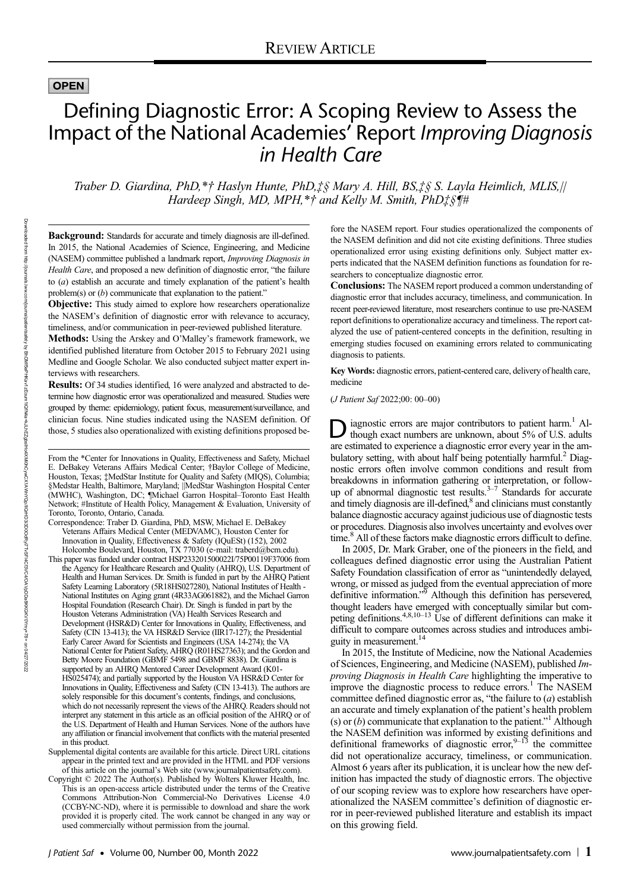REVIEW ARTICLE

**OPEN**

# Defining Diagnostic Error: A Scoping Review to Assess the Impact of the National Academies' Report *Improving Diagnosis in Health Care*

*Traber D. Giardina, PhD,\*† Haslyn Hunte, PhD,‡§ Mary A. Hill, BS,‡§ S. Layla Heimlich, MLIS,|| Hardeep Singh, MD, MPH,\*† and Kelly M. Smith, PhD‡§¶#*

**Background:** Standards for accurate and timely diagnosis are ill-defined. In 2015, the National Academies of Science, Engineering, and Medicine (NASEM) committee published a landmark report, *Improving Diagnosis in Health Care*, and proposed a new definition of diagnostic error, "the failure to (*a*) establish an accurate and timely explanation of the patient's health problem(s) or (*b*) communicate that explanation to the patient."

**Objective:** This study aimed to explore how researchers operationalize the NASEM's definition of diagnostic error with relevance to accuracy, timeliness, and/or communication in peer-reviewed published literature.

**Methods:** Using the Arskey and O'Malley's framework framework, we identified published literature from October 2015 to February 2021 using Medline and Google Scholar. We also conducted subject matter expert interviews with researchers.

**Results:** Of 34 studies identified, 16 were analyzed and abstracted to determine how diagnostic error was operationalized and measured. Studies were grouped by theme: epidemiology, patient focus, measurement/surveillance, and clinician focus. Nine studies indicated using the NASEM definition. Of those, 5 studies also operationalized with existing definitions proposed before the NASEM report. Four studies operationalized the components of the NASEM definition and did not cite existing definitions. Three studies operationalized error using existing definitions only. Subject matter experts indicated that the NASEM definition functions as foundation for researchers to conceptualize diagnostic error.

**Conclusions:** The NASEM report produced a common understanding of diagnostic error that includes accuracy, timeliness, and communication. In recent peer-reviewed literature, most researchers continue to use pre-NASEM report definitions to operationalize accuracy and timeliness. The report catalyzed the use of patient-centered concepts in the definition, resulting in emerging studies focused on examining errors related to communicating diagnosis to patients.

**Key Words:** diagnostic errors, patient-centered care, delivery of health care, medicine

(*J Patient Saf* 2022;00: 00–00)

From the \*Center for Innovations in Quality, Effectiveness and Safety, Michael E. DeBakey Veterans Affairs Medical Center; †Baylor College of Medicine, Houston, Texas; ‡MedStar Institute for Quality and Safety (MIQS), Columbia; §Medstar Health, Baltimore, Maryland; ||MedStar Washington Hospital Center (MWHC), Washington, DC; ¶Michael Garron Hospital–Toronto East Health Network; #Institute of Health Policy, Management & Evaluation, University of Toronto, Toronto, Ontario, Canada.

Correspondence: Traber D. Giardina, PhD, MSW, Michael E. DeBakey Veterans Affairs Medical Center (MEDVAMC), Houston Center for Innovation in Quality, Effectiveness & Safety (IQuESt) (152), 2002 Holcombe Boulevard, Houston, TX 77030 (e-mail: traberd@bcm.edu).

This paper was funded under contract HSP233201500022I/75P00119F37006 from the Agency for Healthcare Research and Quality (AHRQ), U.S. Department of Health and Human Services. Dr. Smith is funded in part by the AHRQ Patient Safety Learning Laboratory (5R18HS027280), National Institutes of Health - National Institutes on Aging grant (4R33AG061882), and the Michael Garron Hospital Foundation (Research Chair). Dr. Singh is funded in part by the Houston Veterans Administration (VA) Health Services Research and Development (HSR&D) Center for Innovations in Quality, Effectiveness, and Safety (CIN 13-413); the VA HSR&D Service (IIR17-127); the Presidential Early Career Award for Scientists and Engineers (USA 14-274); the VA National Center for Patient Safety, AHRQ (R01HS27363); and the Gordon and Betty Moore Foundation (GBMF 5498 and GBMF 8838). Dr. Giardina is supported by an AHRQ Mentored Career Development Award (K01-HS025474); and partially supported by the Houston VA HSR&D Center for Innovations in Quality, Effectiveness and Safety (CIN 13-413). The authors are solely responsible for this document's contents, findings, and conclusions, which do not necessarily represent the views of the AHRQ. Readers should not interpret any statement in this article as an official position of the AHRQ or of the U.S. Department of Health and Human Services. None of the authors have any affiliation or financial involvement that conflicts with the material presented in this product.

Supplemental digital contents are available for this article. Direct URL citations appear in the printed text and are provided in the HTML and PDF versions of this article on the journal's Web site (www.journalpatientsafety.com).

Copyright © 2022 The Author(s). Published by Wolters Kluwer Health, Inc. This is an open-access article distributed under the terms of the Creative Commons Attribution-Non Commercial-No Derivatives License 4.0 (CCBY-NC-ND), where it is permissible to download and share the work provided it is properly cited. The work cannot be changed in any way or used commercially without permission from the journal.

Diagnostic errors are major contributors to patient harm.[1] Although exact numbers are unknown, about 5% of U.S. adults are estimated to experience a diagnostic error every year in the ambulatory setting, with about half being potentially harmful.[2] Diagnostic errors often involve common conditions and result from breakdowns in information gathering or interpretation, or follow-up of abnormal diagnostic test results.[3–7] Standards for accurate and timely diagnosis are ill-defined,[8] and clinicians must constantly balance diagnostic accuracy against judicious use of diagnostic tests or procedures. Diagnosis also involves uncertainty and evolves over time.[8] All of these factors make diagnostic errors difficult to define.

In 2005, Dr. Mark Graber, one of the pioneers in the field, and colleagues defined diagnostic error using the Australian Patient Safety Foundation classification of error as "unintendedly delayed, wrong, or missed as judged from the eventual appreciation of more definitive information."[9] Although this definition has persevered, thought leaders have emerged with conceptually similar but competing definitions.[4,8,10–13] Use of different definitions can make it difficult to compare outcomes across studies and introduces ambiguity in measurement.[14]

In 2015, the Institute of Medicine, now the National Academies of Sciences, Engineering, and Medicine (NASEM), published *Improving Diagnosis in Health Care* highlighting the imperative to improve the diagnostic process to reduce errors.[1] The NASEM committee defined diagnostic error as, "the failure to (*a*) establish an accurate and timely explanation of the patient's health problem (s) or (*b*) communicate that explanation to the patient."[1] Although the NASEM definition was informed by existing definitions and definitional frameworks of diagnostic error,[9–13] the committee did not operationalize accuracy, timeliness, or communication. Almost 6 years after its publication, it is unclear how the new definition has impacted the study of diagnostic errors. The objective of our scoping review was to explore how researchers have operationalized the NASEM committee's definition of diagnostic error in peer-reviewed published literature and establish its impact on this growing field.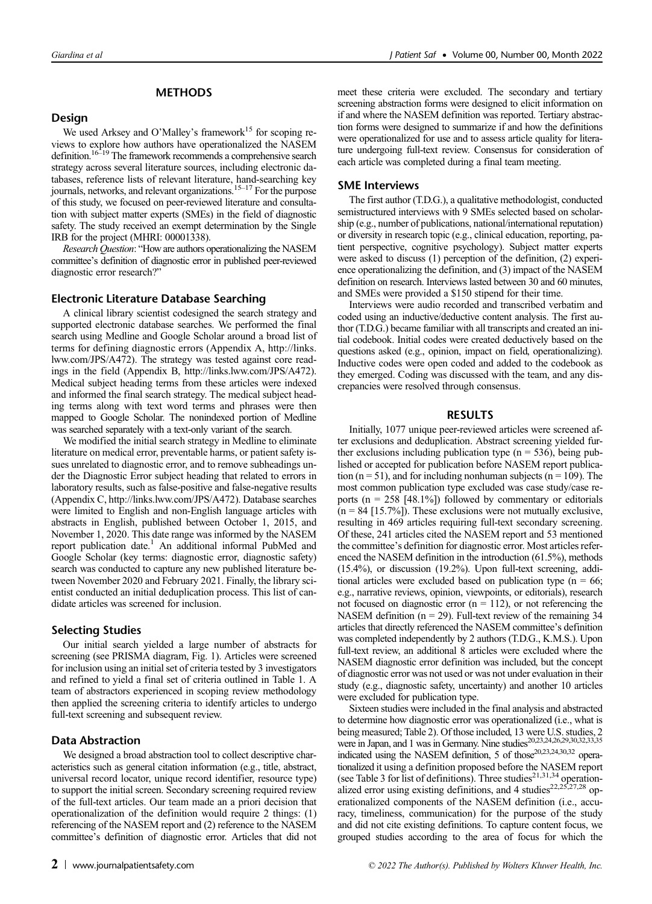## METHODS

### Design

We used Arksey and O'Malley's framework[15] for scoping reviews to explore how authors have operationalized the NASEM definition.[16–19] The framework recommends a comprehensive search strategy across several literature sources, including electronic databases, reference lists of relevant literature, hand-searching key journals, networks, and relevant organizations.[15–17] For the purpose of this study, we focused on peer-reviewed literature and consultation with subject matter experts (SMEs) in the field of diagnostic safety. The study received an exempt determination by the Single IRB for the project (MHRI: 00001338).

*Research Question*: "How are authors operationalizing the NASEM committee's definition of diagnostic error in published peer-reviewed diagnostic error research?"

### Electronic Literature Database Searching

A clinical library scientist codesigned the search strategy and supported electronic database searches. We performed the final search using Medline and Google Scholar around a broad list of terms for defining diagnostic errors (Appendix A, http://links.lww.com/JPS/A472). The strategy was tested against core readings in the field (Appendix B, http://links.lww.com/JPS/A472). Medical subject heading terms from these articles were indexed and informed the final search strategy. The medical subject heading terms along with text word terms and phrases were then mapped to Google Scholar. The nonindexed portion of Medline was searched separately with a text-only variant of the search.

We modified the initial search strategy in Medline to eliminate literature on medical error, preventable harms, or patient safety issues unrelated to diagnostic error, and to remove subheadings under the Diagnostic Error subject heading that related to errors in laboratory results, such as false-positive and false-negative results (Appendix C, http://links.lww.com/JPS/A472). Database searches were limited to English and non-English language articles with abstracts in English, published between October 1, 2015, and November 1, 2020. This date range was informed by the NASEM report publication date.[1] An additional informal PubMed and Google Scholar (key terms: diagnostic error, diagnostic safety) search was conducted to capture any new published literature between November 2020 and February 2021. Finally, the library scientist conducted an initial deduplication process. This list of candidate articles was screened for inclusion.

### Selecting Studies

Our initial search yielded a large number of abstracts for screening (see PRISMA diagram, Fig. 1). Articles were screened for inclusion using an initial set of criteria tested by 3 investigators and refined to yield a final set of criteria outlined in Table 1. A team of abstractors experienced in scoping review methodology then applied the screening criteria to identify articles to undergo full-text screening and subsequent review.

### Data Abstraction

We designed a broad abstraction tool to collect descriptive characteristics such as general citation information (e.g., title, abstract, universal record locator, unique record identifier, resource type) to support the initial screen. Secondary screening required review of the full-text articles. Our team made an a priori decision that operationalization of the definition would require 2 things: (1) referencing of the NASEM report and (2) reference to the NASEM committee's definition of diagnostic error. Articles that did not meet these criteria were excluded. The secondary and tertiary screening abstraction forms were designed to elicit information on if and where the NASEM definition was reported. Tertiary abstraction forms were designed to summarize if and how the definitions were operationalized for use and to assess article quality for literature undergoing full-text review. Consensus for consideration of each article was completed during a final team meeting.

### SME Interviews

The first author (T.D.G.), a qualitative methodologist, conducted semistructured interviews with 9 SMEs selected based on scholarship (e.g., number of publications, national/international reputation) or diversity in research topic (e.g., clinical education, reporting, patient perspective, cognitive psychology). Subject matter experts were asked to discuss (1) perception of the definition, (2) experience operationalizing the definition, and (3) impact of the NASEM definition on research. Interviews lasted between 30 and 60 minutes, and SMEs were provided a $150 stipend for their time.

Interviews were audio recorded and transcribed verbatim and coded using an inductive/deductive content analysis. The first author (T.D.G.) became familiar with all transcripts and created an initial codebook. Initial codes were created deductively based on the questions asked (e.g., opinion, impact on field, operationalizing). Inductive codes were open coded and added to the codebook as they emerged. Coding was discussed with the team, and any discrepancies were resolved through consensus.

## RESULTS

Initially, 1077 unique peer-reviewed articles were screened after exclusions and deduplication. Abstract screening yielded further exclusions including publication type (n = 536), being published or accepted for publication before NASEM report publication (n = 51), and for including nonhuman subjects (n = 109). The most common publication type excluded was case study/case reports (n = 258 [48.1%]) followed by commentary or editorials (n = 84 [15.7%]). These exclusions were not mutually exclusive, resulting in 469 articles requiring full-text secondary screening. Of these, 241 articles cited the NASEM report and 53 mentioned the committee's definition for diagnostic error. Most articles referenced the NASEM definition in the introduction (61.5%), methods (15.4%), or discussion (19.2%). Upon full-text screening, additional articles were excluded based on publication type (n = 66; e.g., narrative reviews, opinion, viewpoints, or editorials), research not focused on diagnostic error (n = 112), or not referencing the NASEM definition (n = 29). Full-text review of the remaining 34 articles that directly referenced the NASEM committee's definition was completed independently by 2 authors (T.D.G., K.M.S.). Upon full-text review, an additional 8 articles were excluded where the NASEM diagnostic error definition was included, but the concept of diagnostic error was not used or was not under evaluation in their study (e.g., diagnostic safety, uncertainty) and another 10 articles were excluded for publication type.

Sixteen studies were included in the final analysis and abstracted to determine how diagnostic error was operationalized (i.e., what is being measured; Table 2). Of those included, 13 were U.S. studies, 2 were in Japan, and 1 was in Germany. Nine studies[20,23,24,26,29,30,32,33,35] indicated using the NASEM definition, 5 of those[20,23,24,30,32] operationalized it using a definition proposed before the NASEM report (see Table 3 for list of definitions). Three studies[21,31,34] operationalized error using existing definitions, and 4 studies[22,25,27,28] operationalized components of the NASEM definition (i.e., accuracy, timeliness, communication) for the purpose of the study and did not cite existing definitions. To capture content focus, we grouped studies according to the area of focus for which the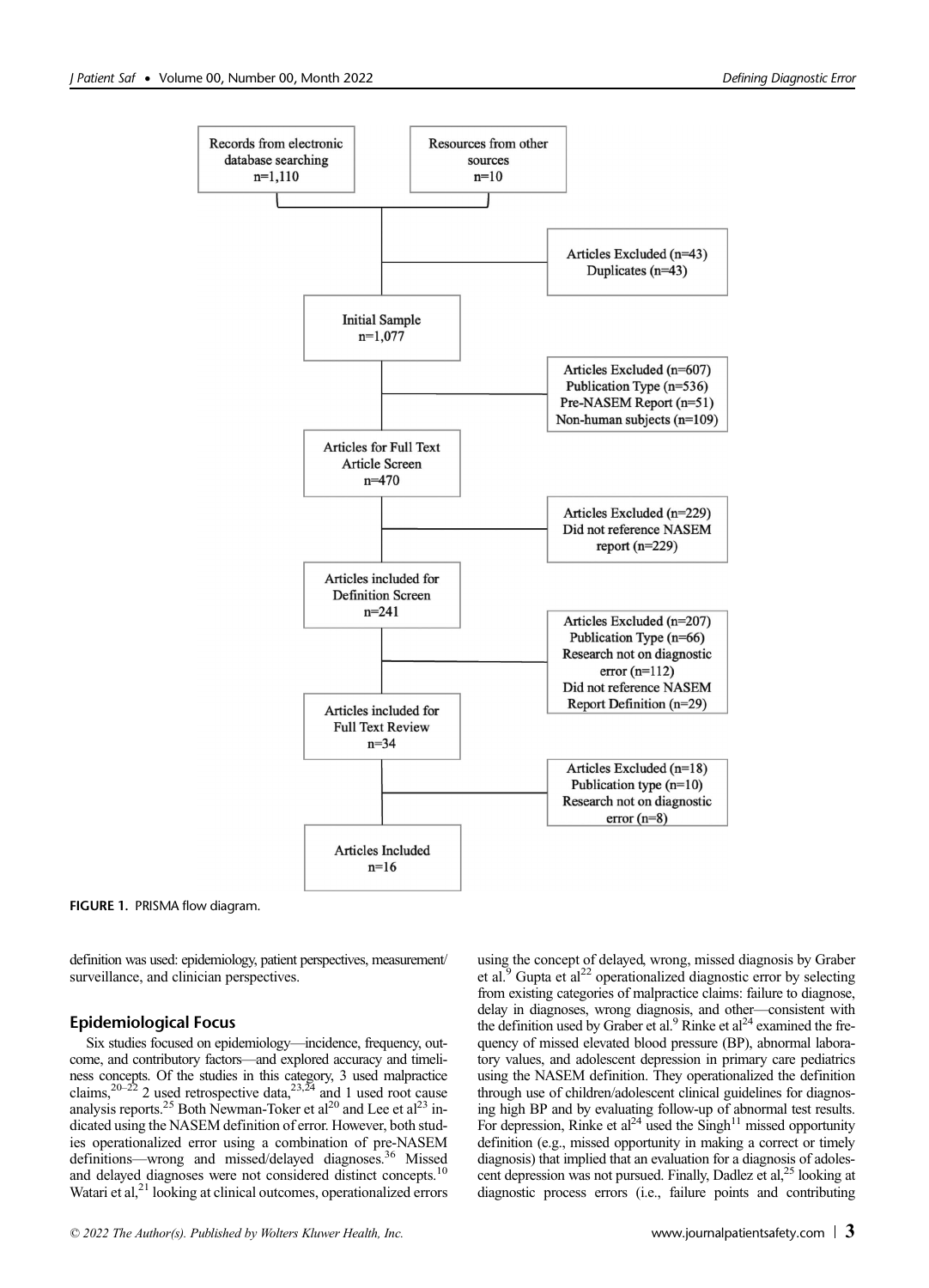Records from electronic database searching n=1,110

Resources from other sources n=10

Articles Excluded (n=43) Duplicates (n=43)

Initial Sample n=1,077

Articles Excluded (n=607) Publication Type (n=536) Pre-NASEM Report (n=51) Non-human subjects (n=109)

Articles for Full Text Article Screen n=470

Articles Excluded (n=229) Did not reference NASEM report (n=229)

Articles included for Definition Screen n=241

Articles Excluded (n=207) Publication Type (n=66) Research not on diagnostic error (n=112) Did not reference NASEM Report Definition (n=29)

Articles included for Full Text Review n=34

Articles Excluded (n=18) Publication type (n=10) Research not on diagnostic error (n=8)

Articles Included n=16

**FIGURE 1.** PRISMA flow diagram.

definition was used: epidemiology, patient perspectives, measurement/surveillance, and clinician perspectives.

## Epidemiological Focus

Six studies focused on epidemiology—incidence, frequency, outcome, and contributory factors—and explored accuracy and timeliness concepts. Of the studies in this category, 3 used malpractice claims,[20–22] 2 used retrospective data,[23,24] and 1 used root cause analysis reports.[25] Both Newman-Toker et al[20] and Lee et al[23] indicated using the NASEM definition of error. However, both studies operationalized error using a combination of pre-NASEM definitions—wrong and missed/delayed diagnoses.[36] Missed and delayed diagnoses were not considered distinct concepts.[10] Watari et al,[21] looking at clinical outcomes, operationalized errors using the concept of delayed, wrong, missed diagnosis by Graber et al.[9] Gupta et al[22] operationalized diagnostic error by selecting from existing categories of malpractice claims: failure to diagnose, delay in diagnoses, wrong diagnosis, and other—consistent with the definition used by Graber et al.[9] Rinke et al[24] examined the frequency of missed elevated blood pressure (BP), abnormal laboratory values, and adolescent depression in primary care pediatrics using the NASEM definition. They operationalized the definition through use of children/adolescent clinical guidelines for diagnosing high BP and by evaluating follow-up of abnormal test results. For depression, Rinke et al[24] used the Singh[11] missed opportunity definition (e.g., missed opportunity in making a correct or timely diagnosis) that implied that an evaluation for a diagnosis of adolescent depression was not pursued. Finally, Dadlez et al,[25] looking at diagnostic process errors (i.e., failure points and contributing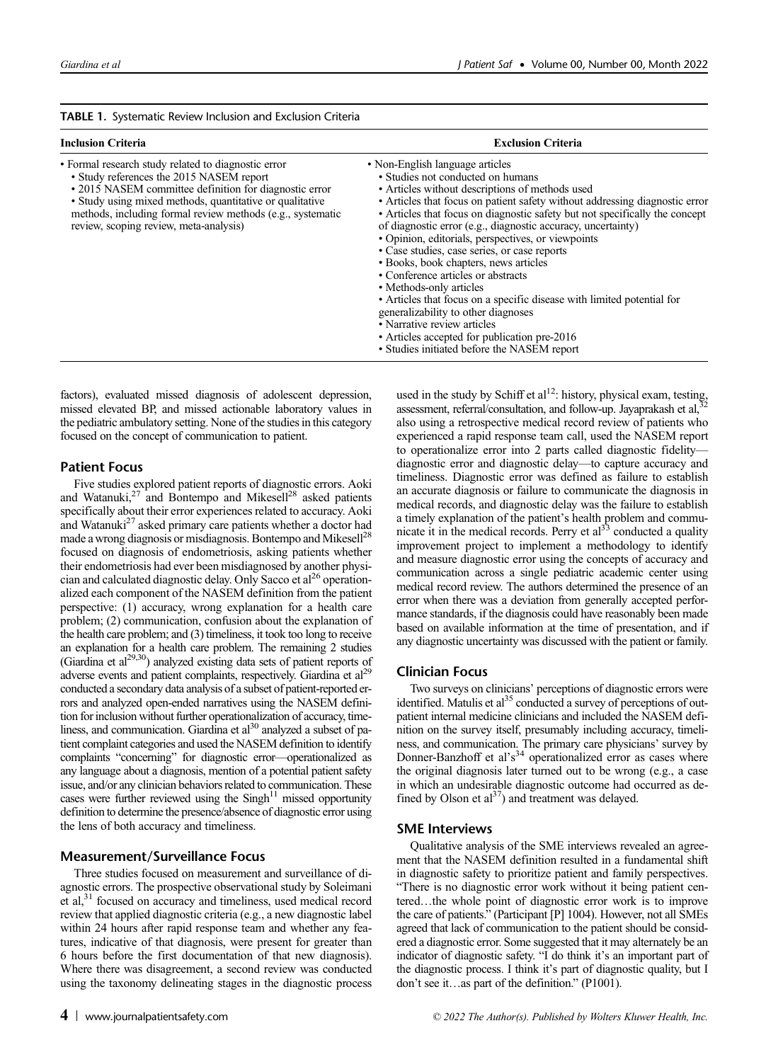**TABLE 1.** Systematic Review Inclusion and Exclusion Criteria

| Inclusion Criteria | Exclusion Criteria |
|---|---|
| • Formal research study related to diagnostic error<br>• Study references the 2015 NASEM report<br>• 2015 NASEM committee definition for diagnostic error<br>• Study using mixed methods, quantitative or qualitative methods, including formal review methods (e.g., systematic review, scoping review, meta-analysis) | • Non-English language articles<br>• Studies not conducted on humans<br>• Articles without descriptions of methods used<br>• Articles that focus on patient safety without addressing diagnostic error<br>• Articles that focus on diagnostic safety but not specifically the concept of diagnostic error (e.g., diagnostic accuracy, uncertainty)<br>• Opinion, editorials, perspectives, or viewpoints<br>• Case studies, case series, or case reports<br>• Books, book chapters, news articles<br>• Conference articles or abstracts<br>• Methods-only articles<br>• Articles that focus on a specific disease with limited potential for generalizability to other diagnoses<br>• Narrative review articles<br>• Articles accepted for publication pre-2016<br>• Studies initiated before the NASEM report |

factors), evaluated missed diagnosis of adolescent depression, missed elevated BP, and missed actionable laboratory values in the pediatric ambulatory setting. None of the studies in this category focused on the concept of communication to patient.

## Patient Focus

Five studies explored patient reports of diagnostic errors. Aoki and Watanuki,[27] and Bontempo and Mikesell[28] asked patients specifically about their error experiences related to accuracy. Aoki and Watanuki[27] asked primary care patients whether a doctor had made a wrong diagnosis or misdiagnosis. Bontempo and Mikesell[28] focused on diagnosis of endometriosis, asking patients whether their endometriosis had ever been misdiagnosed by another physician and calculated diagnostic delay. Only Sacco et al[26] operationalized each component of the NASEM definition from the patient perspective: (1) accuracy, wrong explanation for a health care problem; (2) communication, confusion about the explanation of the health care problem; and (3) timeliness, it took too long to receive an explanation for a health care problem. The remaining 2 studies (Giardina et al[29,30]) analyzed existing data sets of patient reports of adverse events and patient complaints, respectively. Giardina et al[29] conducted a secondary data analysis of a subset of patient-reported errors and analyzed open-ended narratives using the NASEM definition for inclusion without further operationalization of accuracy, timeliness, and communication. Giardina et al[30] analyzed a subset of patient complaint categories and used the NASEM definition to identify complaints "concerning" for diagnostic error—operationalized as any language about a diagnosis, mention of a potential patient safety issue, and/or any clinician behaviors related to communication. These cases were further reviewed using the Singh[11] missed opportunity definition to determine the presence/absence of diagnostic error using the lens of both accuracy and timeliness.

## Measurement/Surveillance Focus

Three studies focused on measurement and surveillance of diagnostic errors. The prospective observational study by Soleimani et al,[31] focused on accuracy and timeliness, used medical record review that applied diagnostic criteria (e.g., a new diagnostic label within 24 hours after rapid response team and whether any features, indicative of that diagnosis, were present for greater than 6 hours before the first documentation of that new diagnosis). Where there was disagreement, a second review was conducted using the taxonomy delineating stages in the diagnostic process used in the study by Schiff et al[12]: history, physical exam, testing, assessment, referral/consultation, and follow-up. Jayaprakash et al,[32] also using a retrospective medical record review of patients who experienced a rapid response team call, used the NASEM report to operationalize error into 2 parts called diagnostic fidelity—diagnostic error and diagnostic delay—to capture accuracy and timeliness. Diagnostic error was defined as failure to establish an accurate diagnosis or failure to communicate the diagnosis in medical records, and diagnostic delay was the failure to establish a timely explanation of the patient's health problem and communicate it in the medical records. Perry et al[33] conducted a quality improvement project to implement a methodology to identify and measure diagnostic error using the concepts of accuracy and communication across a single pediatric academic center using medical record review. The authors determined the presence of an error when there was a deviation from generally accepted performance standards, if the diagnosis could have reasonably been made based on available information at the time of presentation, and if any diagnostic uncertainty was discussed with the patient or family.

## Clinician Focus

Two surveys on clinicians' perceptions of diagnostic errors were identified. Matulis et al[35] conducted a survey of perceptions of outpatient internal medicine clinicians and included the NASEM definition on the survey itself, presumably including accuracy, timeliness, and communication. The primary care physicians' survey by Donner-Banzhoff et al's[34] operationalized error as cases where the original diagnosis later turned out to be wrong (e.g., a case in which an undesirable diagnostic outcome had occurred as defined by Olson et al[37]) and treatment was delayed.

## SME Interviews

Qualitative analysis of the SME interviews revealed an agreement that the NASEM definition resulted in a fundamental shift in diagnostic safety to prioritize patient and family perspectives. "There is no diagnostic error work without it being patient centered…the whole point of diagnostic error work is to improve the care of patients." (Participant [P] 1004). However, not all SMEs agreed that lack of communication to the patient should be considered a diagnostic error. Some suggested that it may alternately be an indicator of diagnostic safety. "I do think it's an important part of the diagnostic process. I think it's part of diagnostic quality, but I don't see it…as part of the definition." (P1001).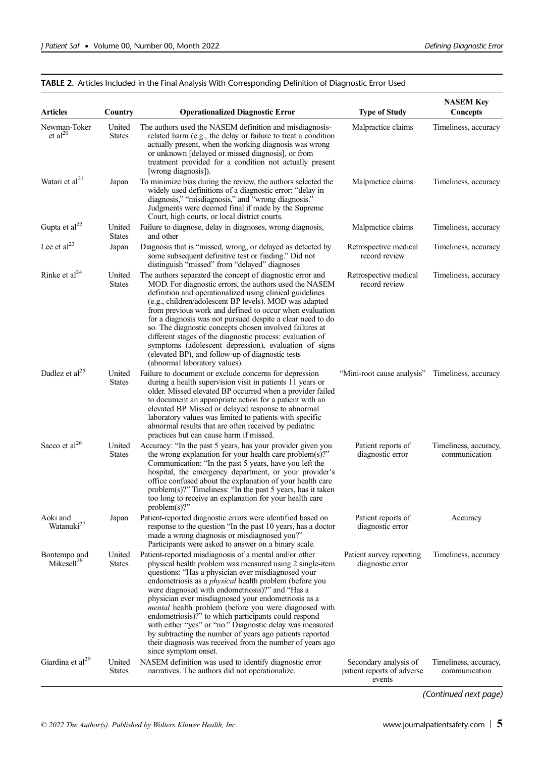**TABLE 2.** Articles Included in the Final Analysis With Corresponding Definition of Diagnostic Error Used

| Articles | Country | Operationalized Diagnostic Error | Type of Study | NASEM Key Concepts |
|---|---|---|---|---|
| Newman-Toker et al[20] | United States | The authors used the NASEM definition and misdiagnosis-related harm (e.g., the delay or failure to treat a condition actually present, when the working diagnosis was wrong or unknown [delayed or missed diagnosis], or from treatment provided for a condition not actually present [wrong diagnosis]). | Malpractice claims | Timeliness, accuracy |
| Watari et al[21] | Japan | To minimize bias during the review, the authors selected the widely used definitions of a diagnostic error: "delay in diagnosis," "misdiagnosis," and "wrong diagnosis." Judgments were deemed final if made by the Supreme Court, high courts, or local district courts. | Malpractice claims | Timeliness, accuracy |
| Gupta et al[22] | United States | Failure to diagnose, delay in diagnoses, wrong diagnosis, and other | Malpractice claims | Timeliness, accuracy |
| Lee et al[23] | Japan | Diagnosis that is "missed, wrong, or delayed as detected by some subsequent definitive test or finding." Did not distinguish "missed" from "delayed" diagnoses | Retrospective medical record review | Timeliness, accuracy |
| Rinke et al[24] | United States | The authors separated the concept of diagnostic error and MOD. For diagnostic errors, the authors used the NASEM definition and operationalized using clinical guidelines (e.g., children/adolescent BP levels). MOD was adapted from previous work and defined to occur when evaluation for a diagnosis was not pursued despite a clear need to do so. The diagnostic concepts chosen involved failures at different stages of the diagnostic process: evaluation of symptoms (adolescent depression), evaluation of signs (elevated BP), and follow-up of diagnostic tests (abnormal laboratory values). | Retrospective medical record review | Timeliness, accuracy |
| Dadlez et al[25] | United States | Failure to document or exclude concerns for depression during a health supervision visit in patients 11 years or older. Missed elevated BP occurred when a provider failed to document an appropriate action for a patient with an elevated BP. Missed or delayed response to abnormal laboratory values was limited to patients with specific abnormal results that are often received by pediatric practices but can cause harm if missed. | "Mini-root cause analysis" | Timeliness, accuracy |
| Sacco et al[26] | United States | Accuracy: "In the past 5 years, has your provider given you the wrong explanation for your health care problem(s)?" Communication: "In the past 5 years, have you left the hospital, the emergency department, or your provider's office confused about the explanation of your health care problem(s)?" Timeliness: "In the past 5 years, has it taken too long to receive an explanation for your health care problem(s)?" | Patient reports of diagnostic error | Timeliness, accuracy, communication |
| Aoki and Watanuki[27] | Japan | Patient-reported diagnostic errors were identified based on response to the question "In the past 10 years, has a doctor made a wrong diagnosis or misdiagnosed you?" Participants were asked to answer on a binary scale. | Patient reports of diagnostic error | Accuracy |
| Bontempo and Mikesell[28] | United States | Patient-reported misdiagnosis of a mental and/or other physical health problem were measured using 2 single-item questions: "Has a physician ever misdiagnosed your endometriosis as a *physical* health problem (before you were diagnosed with endometriosis)?" and "Has a physician ever misdiagnosed your endometriosis as a *mental* health problem (before you were diagnosed with endometriosis)?" to which participants could respond with either "yes" or "no." Diagnostic delay was measured by subtracting the number of years ago patients reported their diagnosis was received from the number of years ago since symptom onset. | Patient survey reporting diagnostic error | Timeliness, accuracy |
| Giardina et al[29] | United States | NASEM definition was used to identify diagnostic error narratives. The authors did not operationalize. | Secondary analysis of patient reports of adverse events | Timeliness, accuracy, communication |

*(Continued next page)*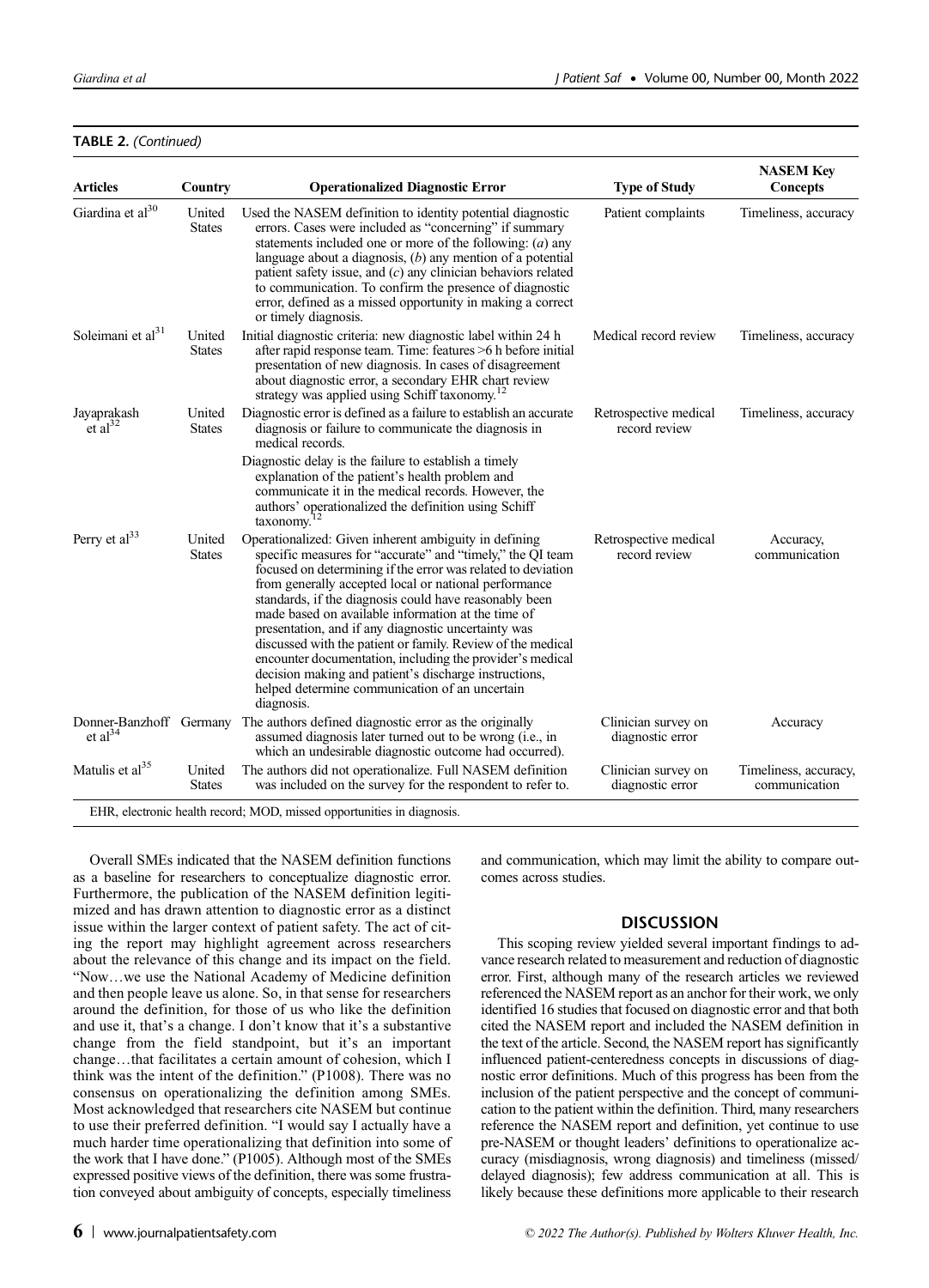**TABLE 2.** *(Continued)*

| Articles | Country | Operationalized Diagnostic Error | Type of Study | NASEM Key Concepts |
|---|---|---|---|---|
| Giardina et al[30] | United States | Used the NASEM definition to identity potential diagnostic errors. Cases were included as "concerning" if summary statements included one or more of the following: (*a*) any language about a diagnosis, (*b*) any mention of a potential patient safety issue, and (*c*) any clinician behaviors related to communication. To confirm the presence of diagnostic error, defined as a missed opportunity in making a correct or timely diagnosis. | Patient complaints | Timeliness, accuracy |
| Soleimani et al[31] | United States | Initial diagnostic criteria: new diagnostic label within 24 h after rapid response team. Time: features >6 h before initial presentation of new diagnosis. In cases of disagreement about diagnostic error, a secondary EHR chart review strategy was applied using Schiff taxonomy.[12] | Medical record review | Timeliness, accuracy |
| Jayaprakash et al[32] | United States | Diagnostic error is defined as a failure to establish an accurate diagnosis or failure to communicate the diagnosis in medical records. Diagnostic delay is the failure to establish a timely explanation of the patient's health problem and communicate it in the medical records. However, the authors' operationalized the definition using Schiff taxonomy.[12] | Retrospective medical record review | Timeliness, accuracy |
| Perry et al[33] | United States | Operationalized: Given inherent ambiguity in defining specific measures for "accurate" and "timely," the QI team focused on determining if the error was related to deviation from generally accepted local or national performance standards, if the diagnosis could have reasonably been made based on available information at the time of presentation, and if any diagnostic uncertainty was discussed with the patient or family. Review of the medical encounter documentation, including the provider's medical decision making and patient's discharge instructions, helped determine communication of an uncertain diagnosis. | Retrospective medical record review | Accuracy, communication |
| Donner-Banzhoff et al[34] | Germany | The authors defined diagnostic error as the originally assumed diagnosis later turned out to be wrong (i.e., in which an undesirable diagnostic outcome had occurred). | Clinician survey on diagnostic error | Accuracy |
| Matulis et al[35] | United States | The authors did not operationalize. Full NASEM definition was included on the survey for the respondent to refer to. | Clinician survey on diagnostic error | Timeliness, accuracy, communication |

EHR, electronic health record; MOD, missed opportunities in diagnosis.

Overall SMEs indicated that the NASEM definition functions as a baseline for researchers to conceptualize diagnostic error. Furthermore, the publication of the NASEM definition legitimized and has drawn attention to diagnostic error as a distinct issue within the larger context of patient safety. The act of citing the report may highlight agreement across researchers about the relevance of this change and its impact on the field. "Now…we use the National Academy of Medicine definition and then people leave us alone. So, in that sense for researchers around the definition, for those of us who like the definition and use it, that's a change. I don't know that it's a substantive change from the field standpoint, but it's an important change…that facilitates a certain amount of cohesion, which I think was the intent of the definition." (P1008). There was no consensus on operationalizing the definition among SMEs. Most acknowledged that researchers cite NASEM but continue to use their preferred definition. "I would say I actually have a much harder time operationalizing that definition into some of the work that I have done." (P1005). Although most of the SMEs expressed positive views of the definition, there was some frustration conveyed about ambiguity of concepts, especially timeliness and communication, which may limit the ability to compare outcomes across studies.

## DISCUSSION

This scoping review yielded several important findings to advance research related to measurement and reduction of diagnostic error. First, although many of the research articles we reviewed referenced the NASEM report as an anchor for their work, we only identified 16 studies that focused on diagnostic error and that both cited the NASEM report and included the NASEM definition in the text of the article. Second, the NASEM report has significantly influenced patient-centeredness concepts in discussions of diagnostic error definitions. Much of this progress has been from the inclusion of the patient perspective and the concept of communication to the patient within the definition. Third, many researchers reference the NASEM report and definition, yet continue to use pre-NASEM or thought leaders' definitions to operationalize accuracy (misdiagnosis, wrong diagnosis) and timeliness (missed/delayed diagnosis); few address communication at all. This is likely because these definitions more applicable to their research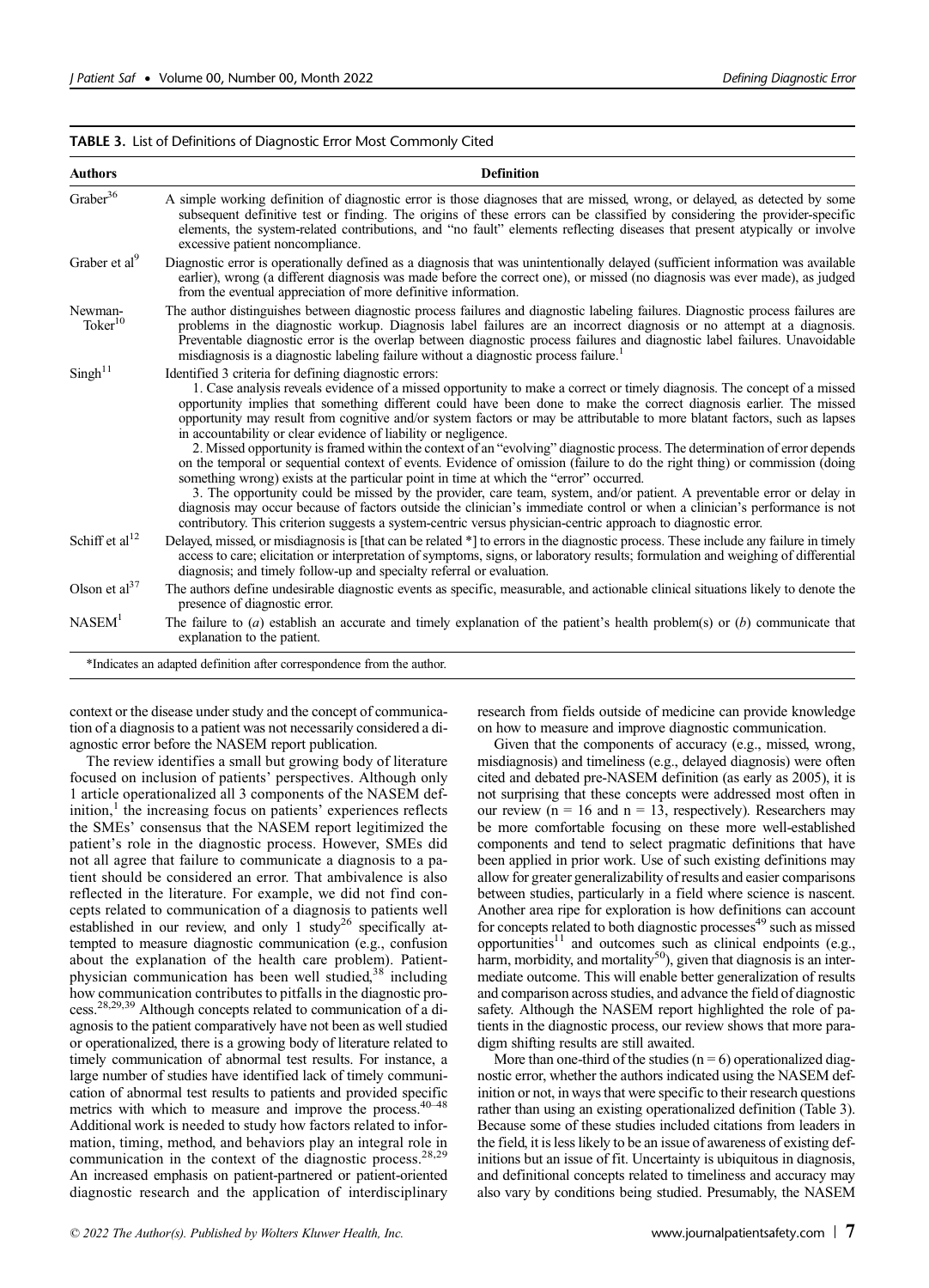**TABLE 3.** List of Definitions of Diagnostic Error Most Commonly Cited

| Authors | Definition |
|---|---|
| Graber[36] | A simple working definition of diagnostic error is those diagnoses that are missed, wrong, or delayed, as detected by some subsequent definitive test or finding. The origins of these errors can be classified by considering the provider-specific elements, the system-related contributions, and "no fault" elements reflecting diseases that present atypically or involve excessive patient noncompliance. |
| Graber et al[9] | Diagnostic error is operationally defined as a diagnosis that was unintentionally delayed (sufficient information was available earlier), wrong (a different diagnosis was made before the correct one), or missed (no diagnosis was ever made), as judged from the eventual appreciation of more definitive information. |
| Newman-Toker[10] | The author distinguishes between diagnostic process failures and diagnostic labeling failures. Diagnostic process failures are problems in the diagnostic workup. Diagnosis label failures are an incorrect diagnosis or no attempt at a diagnosis. Preventable diagnostic error is the overlap between diagnostic process failures and diagnostic label failures. Unavoidable misdiagnosis is a diagnostic labeling failure without a diagnostic process failure.[1] |
| Singh[11] | Identified 3 criteria for defining diagnostic errors:<br>1. Case analysis reveals evidence of a missed opportunity to make a correct or timely diagnosis. The concept of a missed opportunity implies that something different could have been done to make the correct diagnosis earlier. The missed opportunity may result from cognitive and/or system factors or may be attributable to more blatant factors, such as lapses in accountability or clear evidence of liability or negligence.<br>2. Missed opportunity is framed within the context of an "evolving" diagnostic process. The determination of error depends on the temporal or sequential context of events. Evidence of omission (failure to do the right thing) or commission (doing something wrong) exists at the particular point in time at which the "error" occurred.<br>3. The opportunity could be missed by the provider, care team, system, and/or patient. A preventable error or delay in diagnosis may occur because of factors outside the clinician's immediate control or when a clinician's performance is not contributory. This criterion suggests a system-centric versus physician-centric approach to diagnostic error. |
| Schiff et al[12] | Delayed, missed, or misdiagnosis is [that can be related *] to errors in the diagnostic process. These include any failure in timely access to care; elicitation or interpretation of symptoms, signs, or laboratory results; formulation and weighing of differential diagnosis; and timely follow-up and specialty referral or evaluation. |
| Olson et al[37] | The authors define undesirable diagnostic events as specific, measurable, and actionable clinical situations likely to denote the presence of diagnostic error. |
| NASEM[1] | The failure to (*a*) establish an accurate and timely explanation of the patient's health problem(s) or (*b*) communicate that explanation to the patient. |

*Indicates an adapted definition after correspondence from the author.

context or the disease under study and the concept of communication of a diagnosis to a patient was not necessarily considered a diagnostic error before the NASEM report publication.

The review identifies a small but growing body of literature focused on inclusion of patients' perspectives. Although only 1 article operationalized all 3 components of the NASEM definition,[1] the increasing focus on patients' experiences reflects the SMEs' consensus that the NASEM report legitimized the patient's role in the diagnostic process. However, SMEs did not all agree that failure to communicate a diagnosis to a patient should be considered an error. That ambivalence is also reflected in the literature. For example, we did not find concepts related to communication of a diagnosis to patients well established in our review, and only 1 study[26] specifically attempted to measure diagnostic communication (e.g., confusion about the explanation of the health care problem). Patient-physician communication has been well studied,[38] including how communication contributes to pitfalls in the diagnostic process.[28,29,39] Although concepts related to communication of a diagnosis to the patient comparatively have not been as well studied or operationalized, there is a growing body of literature related to timely communication of abnormal test results. For instance, a large number of studies have identified lack of timely communication of abnormal test results to patients and provided specific metrics with which to measure and improve the process.[40–48] Additional work is needed to study how factors related to information, timing, method, and behaviors play an integral role in communication in the context of the diagnostic process.[28,29] An increased emphasis on patient-partnered or patient-oriented diagnostic research and the application of interdisciplinary research from fields outside of medicine can provide knowledge on how to measure and improve diagnostic communication.

Given that the components of accuracy (e.g., missed, wrong, misdiagnosis) and timeliness (e.g., delayed diagnosis) were often cited and debated pre-NASEM definition (as early as 2005), it is not surprising that these concepts were addressed most often in our review (n = 16 and n = 13, respectively). Researchers may be more comfortable focusing on these more well-established components and tend to select pragmatic definitions that have been applied in prior work. Use of such existing definitions may allow for greater generalizability of results and easier comparisons between studies, particularly in a field where science is nascent. Another area ripe for exploration is how definitions can account for concepts related to both diagnostic processes[49] such as missed opportunities[11] and outcomes such as clinical endpoints (e.g., harm, morbidity, and mortality[50]), given that diagnosis is an intermediate outcome. This will enable better generalization of results and comparison across studies, and advance the field of diagnostic safety. Although the NASEM report highlighted the role of patients in the diagnostic process, our review shows that more paradigm shifting results are still awaited.

More than one-third of the studies (n = 6) operationalized diagnostic error, whether the authors indicated using the NASEM definition or not, in ways that were specific to their research questions rather than using an existing operationalized definition (Table 3). Because some of these studies included citations from leaders in the field, it is less likely to be an issue of awareness of existing definitions but an issue of fit. Uncertainty is ubiquitous in diagnosis, and definitional concepts related to timeliness and accuracy may also vary by conditions being studied. Presumably, the NASEM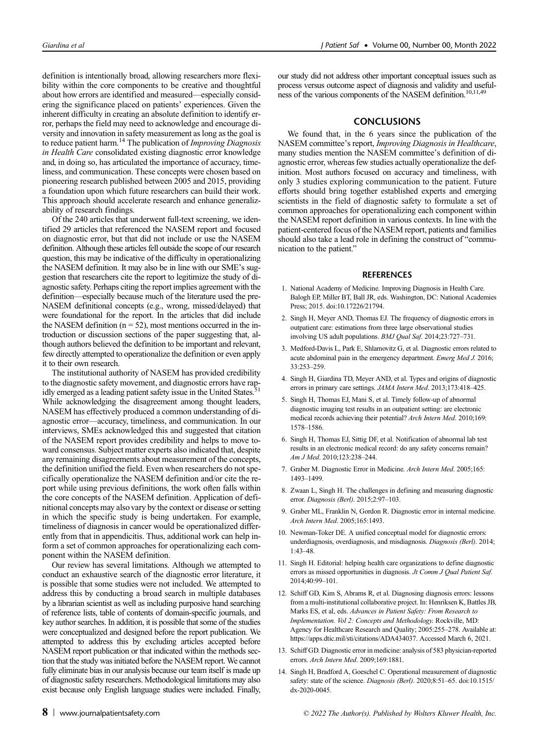definition is intentionally broad, allowing researchers more flexibility within the core components to be creative and thoughtful about how errors are identified and measured—especially considering the significance placed on patients' experiences. Given the inherent difficulty in creating an absolute definition to identify error, perhaps the field may need to acknowledge and encourage diversity and innovation in safety measurement as long as the goal is to reduce patient harm.[14] The publication of *Improving Diagnosis in Health Care* consolidated existing diagnostic error knowledge and, in doing so, has articulated the importance of accuracy, timeliness, and communication. These concepts were chosen based on pioneering research published between 2005 and 2015, providing a foundation upon which future researchers can build their work. This approach should accelerate research and enhance generalizability of research findings.

Of the 240 articles that underwent full-text screening, we identified 29 articles that referenced the NASEM report and focused on diagnostic error, but that did not include or use the NASEM definition. Although these articles fell outside the scope of our research question, this may be indicative of the difficulty in operationalizing the NASEM definition. It may also be in line with our SME's suggestion that researchers cite the report to legitimize the study of diagnostic safety. Perhaps citing the report implies agreement with the definition—especially because much of the literature used the pre-NASEM definitional concepts (e.g., wrong, missed/delayed) that were foundational for the report. In the articles that did include the NASEM definition (n = 52), most mentions occurred in the introduction or discussion sections of the paper suggesting that, although authors believed the definition to be important and relevant, few directly attempted to operationalize the definition or even apply it to their own research.

The institutional authority of NASEM has provided credibility to the diagnostic safety movement, and diagnostic errors have rapidly emerged as a leading patient safety issue in the United States.[51] While acknowledging the disagreement among thought leaders, NASEM has effectively produced a common understanding of diagnostic error—accuracy, timeliness, and communication. In our interviews, SMEs acknowledged this and suggested that citation of the NASEM report provides credibility and helps to move toward consensus. Subject matter experts also indicated that, despite any remaining disagreements about measurement of the concepts, the definition unified the field. Even when researchers do not specifically operationalize the NASEM definition and/or cite the report while using previous definitions, the work often falls within the core concepts of the NASEM definition. Application of definitional concepts may also vary by the context or disease or setting in which the specific study is being undertaken. For example, timeliness of diagnosis in cancer would be operationalized differently from that in appendicitis. Thus, additional work can help inform a set of common approaches for operationalizing each component within the NASEM definition.

Our review has several limitations. Although we attempted to conduct an exhaustive search of the diagnostic error literature, it is possible that some studies were not included. We attempted to address this by conducting a broad search in multiple databases by a librarian scientist as well as including purposive hand searching of reference lists, table of contents of domain-specific journals, and key author searches. In addition, it is possible that some of the studies were conceptualized and designed before the report publication. We attempted to address this by excluding articles accepted before NASEM report publication or that indicated within the methods section that the study was initiated before the NASEM report. We cannot fully eliminate bias in our analysis because our team itself is made up of diagnostic safety researchers. Methodological limitations may also exist because only English language studies were included. Finally, our study did not address other important conceptual issues such as process versus outcome aspect of diagnosis and validity and usefulness of the various components of the NASEM definition.[10,11,49]

## CONCLUSIONS

We found that, in the 6 years since the publication of the NASEM committee's report, *Improving Diagnosis in Healthcare*, many studies mention the NASEM committee's definition of diagnostic error, whereas few studies actually operationalize the definition. Most authors focused on accuracy and timeliness, with only 3 studies exploring communication to the patient. Future efforts should bring together established experts and emerging scientists in the field of diagnostic safety to formulate a set of common approaches for operationalizing each component within the NASEM report definition in various contexts. In line with the patient-centered focus of the NASEM report, patients and families should also take a lead role in defining the construct of "communication to the patient."

## REFERENCES

1. National Academy of Medicine. Improving Diagnosis in Health Care. Balogh EP, Miller BT, Ball JR, eds. Washington, DC: National Academies Press; 2015. doi:10.17226/21794.
2. Singh H, Meyer AND, Thomas EJ. The frequency of diagnostic errors in outpatient care: estimations from three large observational studies involving US adult populations. *BMJ Qual Saf*. 2014;23:727–731.
3. Medford-Davis L, Park E, Shlamovitz G, et al. Diagnostic errors related to acute abdominal pain in the emergency department. *Emerg Med J*. 2016; 33:253–259.
4. Singh H, Giardina TD, Meyer AND, et al. Types and origins of diagnostic errors in primary care settings. *JAMA Intern Med*. 2013;173:418–425.
5. Singh H, Thomas EJ, Mani S, et al. Timely follow-up of abnormal diagnostic imaging test results in an outpatient setting: are electronic medical records achieving their potential? *Arch Intern Med*. 2010;169: 1578–1586.
6. Singh H, Thomas EJ, Sittig DF, et al. Notification of abnormal lab test results in an electronic medical record: do any safety concerns remain? *Am J Med*. 2010;123:238–244.
7. Graber M. Diagnostic Error in Medicine. *Arch Intern Med*. 2005;165: 1493–1499.
8. Zwaan L, Singh H. The challenges in defining and measuring diagnostic error. *Diagnosis (Berl)*. 2015;2:97–103.
9. Graber ML, Franklin N, Gordon R. Diagnostic error in internal medicine. *Arch Intern Med*. 2005;165:1493.
10. Newman-Toker DE. A unified conceptual model for diagnostic errors: underdiagnosis, overdiagnosis, and misdiagnosis. *Diagnosis (Berl)*. 2014; 1:43–48.
11. Singh H. Editorial: helping health care organizations to define diagnostic errors as missed opportunities in diagnosis. *Jt Comm J Qual Patient Saf*. 2014;40:99–101.
12. Schiff GD, Kim S, Abrams R, et al. Diagnosing diagnosis errors: lessons from a multi-institutional collaborative project. In: Henriksen K, Battles JB, Marks ES, et al, eds. *Advances in Patient Safety: From Research to Implementation. Vol 2: Concepts and Methodology.* Rockville, MD: Agency for Healthcare Research and Quality; 2005:255–278. Available at: https://apps.dtic.mil/sti/citations/ADA434037. Accessed March 6, 2021.
13. Schiff GD. Diagnostic error in medicine: analysis of 583 physician-reported errors. *Arch Intern Med*. 2009;169:1881.
14. Singh H, Bradford A, Goeschel C. Operational measurement of diagnostic safety: state of the science. *Diagnosis (Berl)*. 2020;8:51–65. doi:10.1515/dx-2020-0045.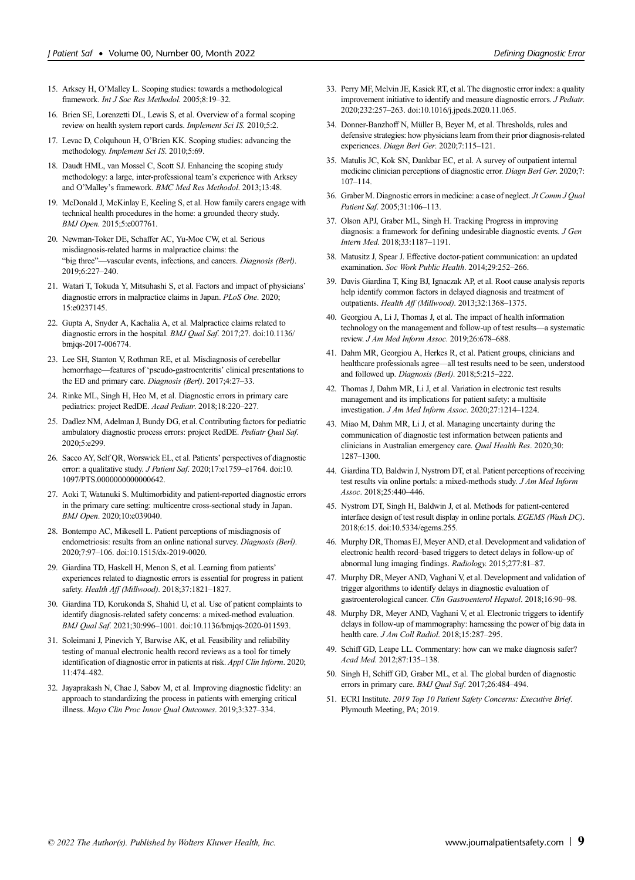15. Arksey H, O'Malley L. Scoping studies: towards a methodological framework. *Int J Soc Res Methodol*. 2005;8:19–32.
16. Brien SE, Lorenzetti DL, Lewis S, et al. Overview of a formal scoping review on health system report cards. *Implement Sci IS*. 2010;5:2.
17. Levac D, Colquhoun H, O'Brien KK. Scoping studies: advancing the methodology. *Implement Sci IS*. 2010;5:69.
18. Daudt HML, van Mossel C, Scott SJ. Enhancing the scoping study methodology: a large, inter-professional team's experience with Arksey and O'Malley's framework. *BMC Med Res Methodol*. 2013;13:48.
19. McDonald J, McKinlay E, Keeling S, et al. How family carers engage with technical health procedures in the home: a grounded theory study. *BMJ Open*. 2015;5:e007761.
20. Newman-Toker DE, Schaffer AC, Yu-Moe CW, et al. Serious misdiagnosis-related harms in malpractice claims: the "big three"—vascular events, infections, and cancers. *Diagnosis (Berl)*. 2019;6:227–240.
21. Watari T, Tokuda Y, Mitsuhashi S, et al. Factors and impact of physicians' diagnostic errors in malpractice claims in Japan. *PLoS One*. 2020; 15:e0237145.
22. Gupta A, Snyder A, Kachalia A, et al. Malpractice claims related to diagnostic errors in the hospital. *BMJ Qual Saf*. 2017;27. doi:10.1136/bmjqs-2017-006774.
23. Lee SH, Stanton V, Rothman RE, et al. Misdiagnosis of cerebellar hemorrhage—features of 'pseudo-gastroenteritis' clinical presentations to the ED and primary care. *Diagnosis (Berl)*. 2017;4:27–33.
24. Rinke ML, Singh H, Heo M, et al. Diagnostic errors in primary care pediatrics: project RedDE. *Acad Pediatr*. 2018;18:220–227.
25. Dadlez NM, Adelman J, Bundy DG, et al. Contributing factors for pediatric ambulatory diagnostic process errors: project RedDE. *Pediatr Qual Saf*. 2020;5:e299.
26. Sacco AY, Self QR, Worswick EL, et al. Patients' perspectives of diagnostic error: a qualitative study. *J Patient Saf*. 2020;17:e1759–e1764. doi:10.1097/PTS.0000000000000642.
27. Aoki T, Watanuki S. Multimorbidity and patient-reported diagnostic errors in the primary care setting: multicentre cross-sectional study in Japan. *BMJ Open*. 2020;10:e039040.
28. Bontempo AC, Mikesell L. Patient perceptions of misdiagnosis of endometriosis: results from an online national survey. *Diagnosis (Berl)*. 2020;7:97–106. doi:10.1515/dx-2019-0020.
29. Giardina TD, Haskell H, Menon S, et al. Learning from patients' experiences related to diagnostic errors is essential for progress in patient safety. *Health Aff (Millwood)*. 2018;37:1821–1827.
30. Giardina TD, Korukonda S, Shahid U, et al. Use of patient complaints to identify diagnosis-related safety concerns: a mixed-method evaluation. *BMJ Qual Saf*. 2021;30:996–1001. doi:10.1136/bmjqs-2020-011593.
31. Soleimani J, Pinevich Y, Barwise AK, et al. Feasibility and reliability testing of manual electronic health record reviews as a tool for timely identification of diagnostic error in patients at risk. *Appl Clin Inform*. 2020; 11:474–482.
32. Jayaprakash N, Chae J, Sabov M, et al. Improving diagnostic fidelity: an approach to standardizing the process in patients with emerging critical illness. *Mayo Clin Proc Innov Qual Outcomes*. 2019;3:327–334.
33. Perry MF, Melvin JE, Kasick RT, et al. The diagnostic error index: a quality improvement initiative to identify and measure diagnostic errors. *J Pediatr*. 2020;232:257–263. doi:10.1016/j.jpeds.2020.11.065.
34. Donner-Banzhoff N, Müller B, Beyer M, et al. Thresholds, rules and defensive strategies: how physicians learn from their prior diagnosis-related experiences. *Diagn Berl Ger*. 2020;7:115–121.
35. Matulis JC, Kok SN, Dankbar EC, et al. A survey of outpatient internal medicine clinician perceptions of diagnostic error. *Diagn Berl Ger*. 2020;7: 107–114.
36. Graber M. Diagnostic errors in medicine: a case of neglect. *Jt Comm J Qual Patient Saf*. 2005;31:106–113.
37. Olson APJ, Graber ML, Singh H. Tracking Progress in improving diagnosis: a framework for defining undesirable diagnostic events. *J Gen Intern Med*. 2018;33:1187–1191.
38. Matusitz J, Spear J. Effective doctor-patient communication: an updated examination. *Soc Work Public Health*. 2014;29:252–266.
39. Davis Giardina T, King BJ, Ignaczak AP, et al. Root cause analysis reports help identify common factors in delayed diagnosis and treatment of outpatients. *Health Aff (Millwood)*. 2013;32:1368–1375.
40. Georgiou A, Li J, Thomas J, et al. The impact of health information technology on the management and follow-up of test results—a systematic review. *J Am Med Inform Assoc*. 2019;26:678–688.
41. Dahm MR, Georgiou A, Herkes R, et al. Patient groups, clinicians and healthcare professionals agree—all test results need to be seen, understood and followed up. *Diagnosis (Berl)*. 2018;5:215–222.
42. Thomas J, Dahm MR, Li J, et al. Variation in electronic test results management and its implications for patient safety: a multisite investigation. *J Am Med Inform Assoc*. 2020;27:1214–1224.
43. Miao M, Dahm MR, Li J, et al. Managing uncertainty during the communication of diagnostic test information between patients and clinicians in Australian emergency care. *Qual Health Res*. 2020;30: 1287–1300.
44. Giardina TD, Baldwin J, Nystrom DT, et al. Patient perceptions of receiving test results via online portals: a mixed-methods study. *J Am Med Inform Assoc*. 2018;25:440–446.
45. Nystrom DT, Singh H, Baldwin J, et al. Methods for patient-centered interface design of test result display in online portals. *EGEMS (Wash DC)*. 2018;6:15. doi:10.5334/egems.255.
46. Murphy DR, Thomas EJ, Meyer AND, et al. Development and validation of electronic health record–based triggers to detect delays in follow-up of abnormal lung imaging findings. *Radiology*. 2015;277:81–87.
47. Murphy DR, Meyer AND, Vaghani V, et al. Development and validation of trigger algorithms to identify delays in diagnostic evaluation of gastroenterological cancer. *Clin Gastroenterol Hepatol*. 2018;16:90–98.
48. Murphy DR, Meyer AND, Vaghani V, et al. Electronic triggers to identify delays in follow-up of mammography: harnessing the power of big data in health care. *J Am Coll Radiol*. 2018;15:287–295.
49. Schiff GD, Leape LL. Commentary: how can we make diagnosis safer? *Acad Med*. 2012;87:135–138.
50. Singh H, Schiff GD, Graber ML, et al. The global burden of diagnostic errors in primary care. *BMJ Qual Saf*. 2017;26:484–494.
51. ECRI Institute. *2019 Top 10 Patient Safety Concerns: Executive Brief*. Plymouth Meeting, PA; 2019.

© 2022 The Author(s). Published by Wolters Kluwer Health, Inc.